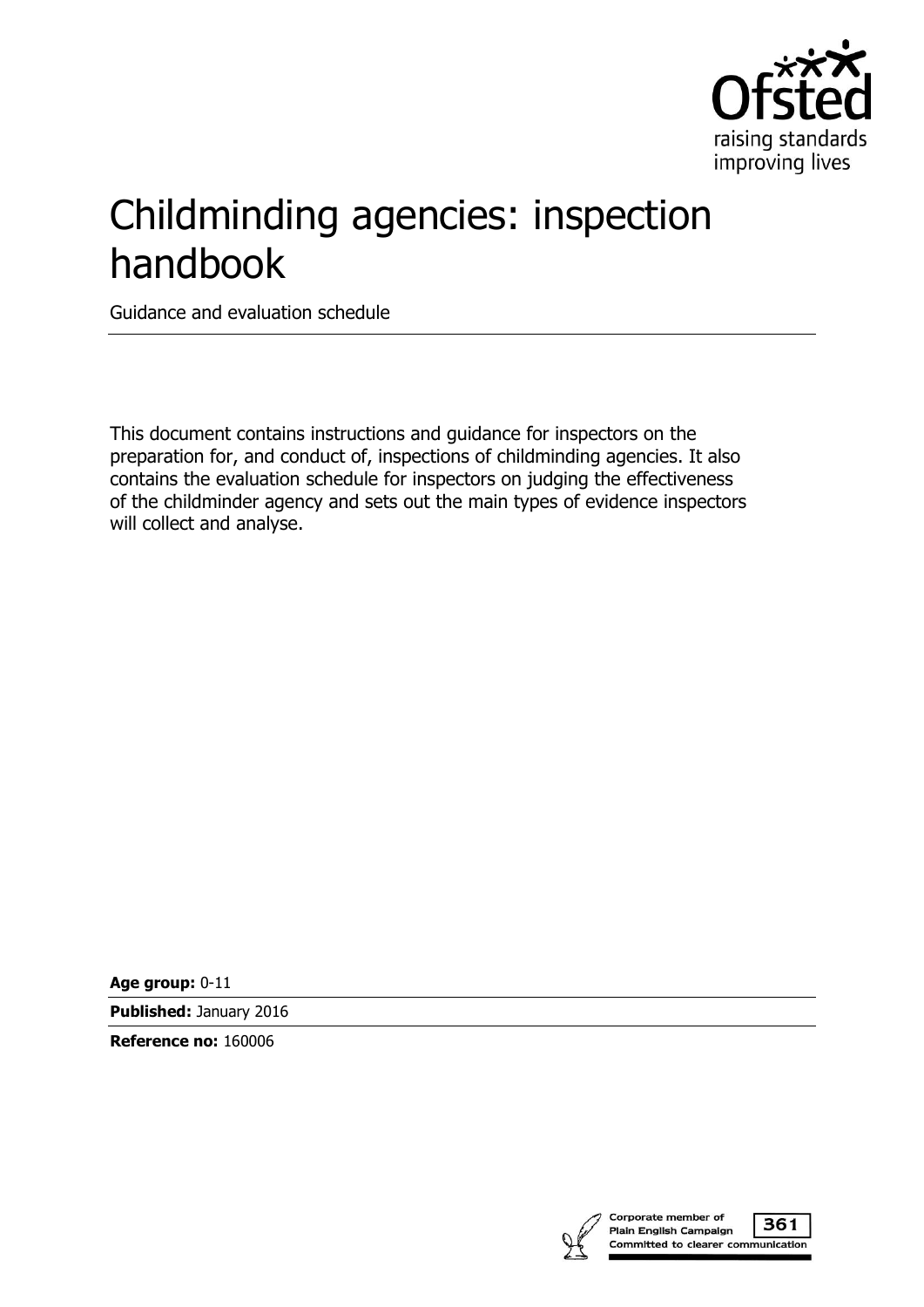Ofsted

raising standards
improving lives

# Childminding agencies: inspection handbook

Guidance and evaluation schedule

This document contains instructions and guidance for inspectors on the preparation for, and conduct of, inspections of childminding agencies. It also contains the evaluation schedule for inspectors on judging the effectiveness of the childminder agency and sets out the main types of evidence inspectors will collect and analyse.

**Age group:** 0-11

**Published:** January 2016

**Reference no:** 160006

Corporate member of Plain English Campaign
Committed to clearer communication
361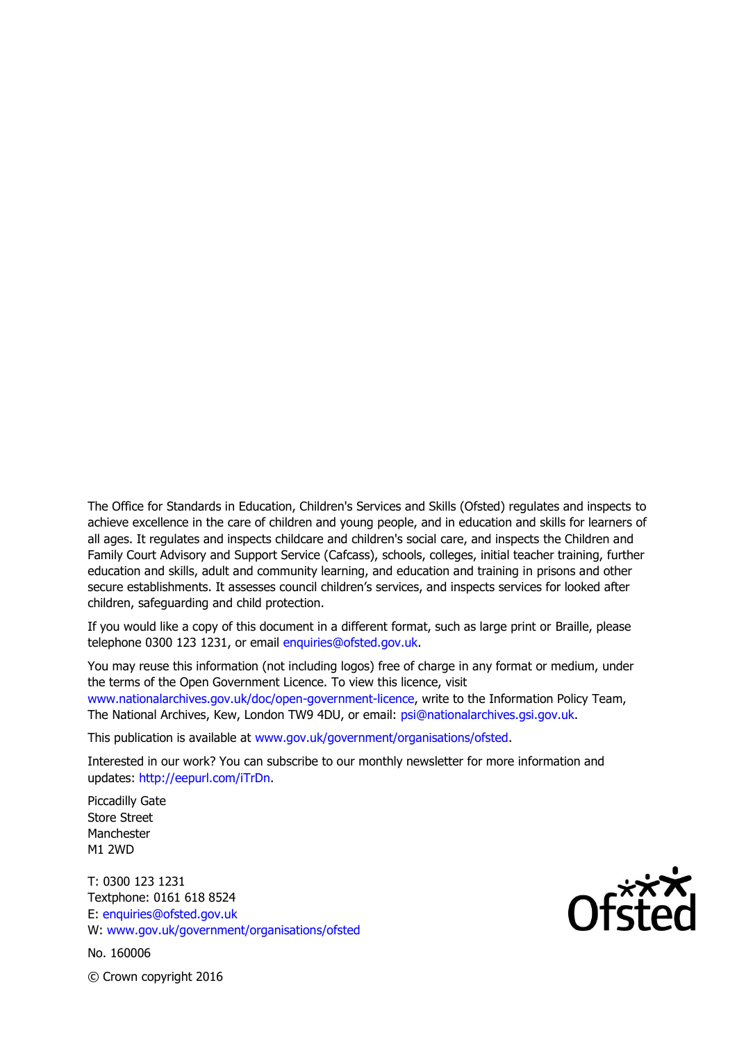The Office for Standards in Education, Children's Services and Skills (Ofsted) regulates and inspects to achieve excellence in the care of children and young people, and in education and skills for learners of all ages. It regulates and inspects childcare and children's social care, and inspects the Children and Family Court Advisory and Support Service (Cafcass), schools, colleges, initial teacher training, further education and skills, adult and community learning, and education and training in prisons and other secure establishments. It assesses council children's services, and inspects services for looked after children, safeguarding and child protection.

If you would like a copy of this document in a different format, such as large print or Braille, please telephone 0300 123 1231, or email enquiries@ofsted.gov.uk.

You may reuse this information (not including logos) free of charge in any format or medium, under the terms of the Open Government Licence. To view this licence, visit www.nationalarchives.gov.uk/doc/open-government-licence, write to the Information Policy Team, The National Archives, Kew, London TW9 4DU, or email: psi@nationalarchives.gsi.gov.uk.

This publication is available at www.gov.uk/government/organisations/ofsted.

Interested in our work? You can subscribe to our monthly newsletter for more information and updates: http://eepurl.com/iTrDn.

Piccadilly Gate
Store Street
Manchester
M1 2WD

T: 0300 123 1231
Textphone: 0161 618 8524
E: enquiries@ofsted.gov.uk
W: www.gov.uk/government/organisations/ofsted

No. 160006

© Crown copyright 2016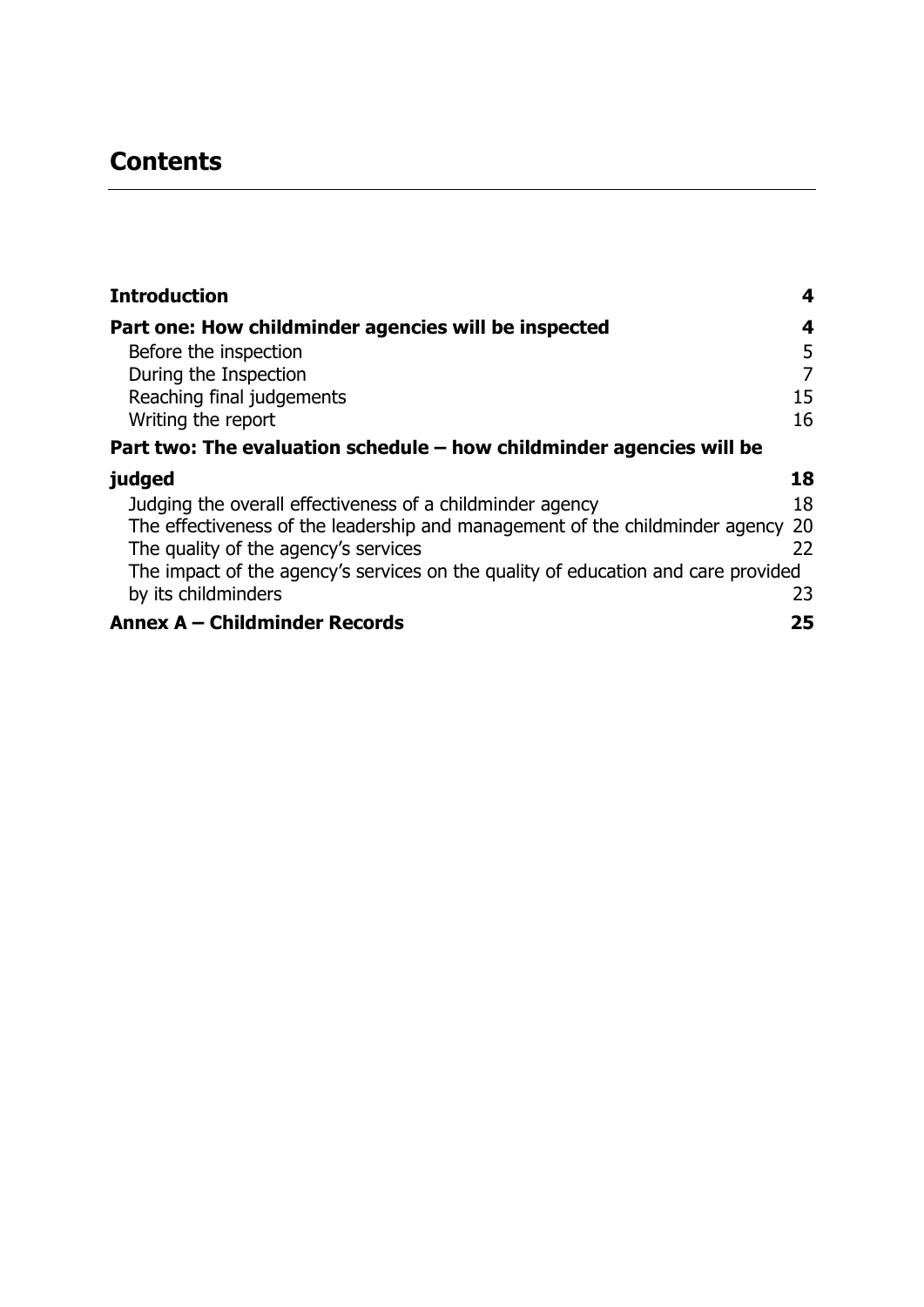## Contents

**Introduction** 4

**Part one: How childminder agencies will be inspected** 4

- Before the inspection 5
- During the Inspection 7
- Reaching final judgements 15
- Writing the report 16

**Part two: The evaluation schedule – how childminder agencies will be judged** 18

- Judging the overall effectiveness of a childminder agency 18
- The effectiveness of the leadership and management of the childminder agency 20
- The quality of the agency's services 22
- The impact of the agency's services on the quality of education and care provided by its childminders 23

**Annex A – Childminder Records** 25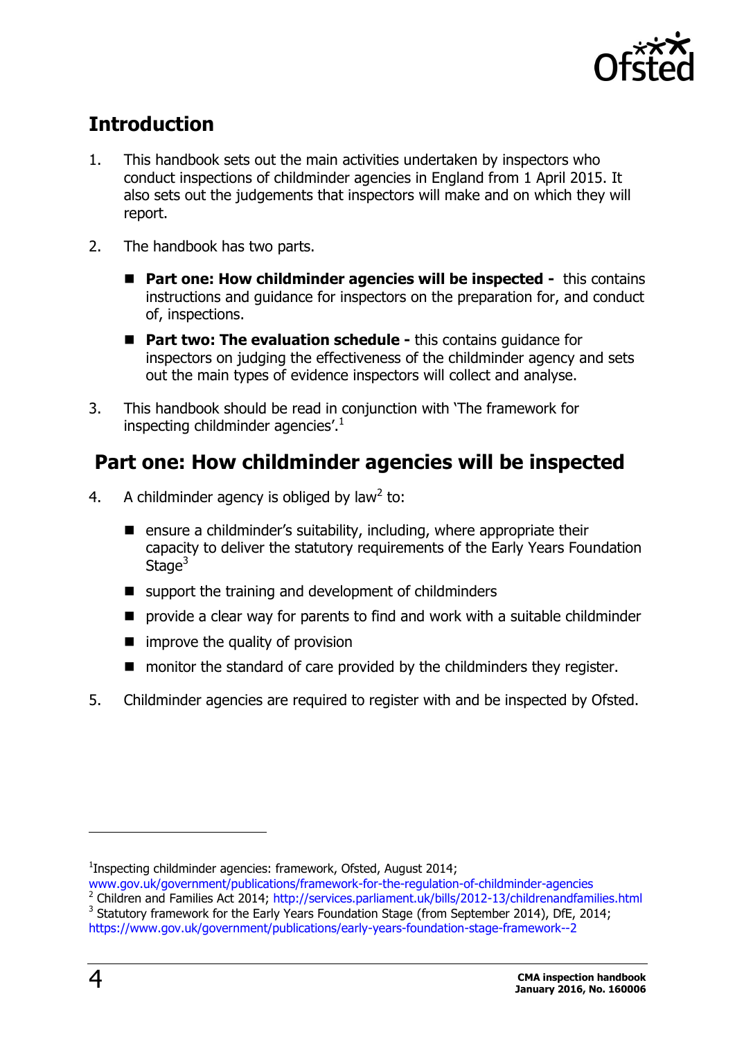## Introduction

1. This handbook sets out the main activities undertaken by inspectors who conduct inspections of childminder agencies in England from 1 April 2015. It also sets out the judgements that inspectors will make and on which they will report.

2. The handbook has two parts.

   - **Part one: How childminder agencies will be inspected -** this contains instructions and guidance for inspectors on the preparation for, and conduct of, inspections.
   - **Part two: The evaluation schedule -** this contains guidance for inspectors on judging the effectiveness of the childminder agency and sets out the main types of evidence inspectors will collect and analyse.

3. This handbook should be read in conjunction with 'The framework for inspecting childminder agencies'.[1]

## Part one: How childminder agencies will be inspected

4. A childminder agency is obliged by law[2] to:

   - ensure a childminder's suitability, including, where appropriate their capacity to deliver the statutory requirements of the Early Years Foundation Stage[3]
   - support the training and development of childminders
   - provide a clear way for parents to find and work with a suitable childminder
   - improve the quality of provision
   - monitor the standard of care provided by the childminders they register.

5. Childminder agencies are required to register with and be inspected by Ofsted.

---

[1] Inspecting childminder agencies: framework, Ofsted, August 2014; www.gov.uk/government/publications/framework-for-the-regulation-of-childminder-agencies

[2] Children and Families Act 2014; http://services.parliament.uk/bills/2012-13/childrenandfamilies.html

[3] Statutory framework for the Early Years Foundation Stage (from September 2014), DfE, 2014; https://www.gov.uk/government/publications/early-years-foundation-stage-framework--2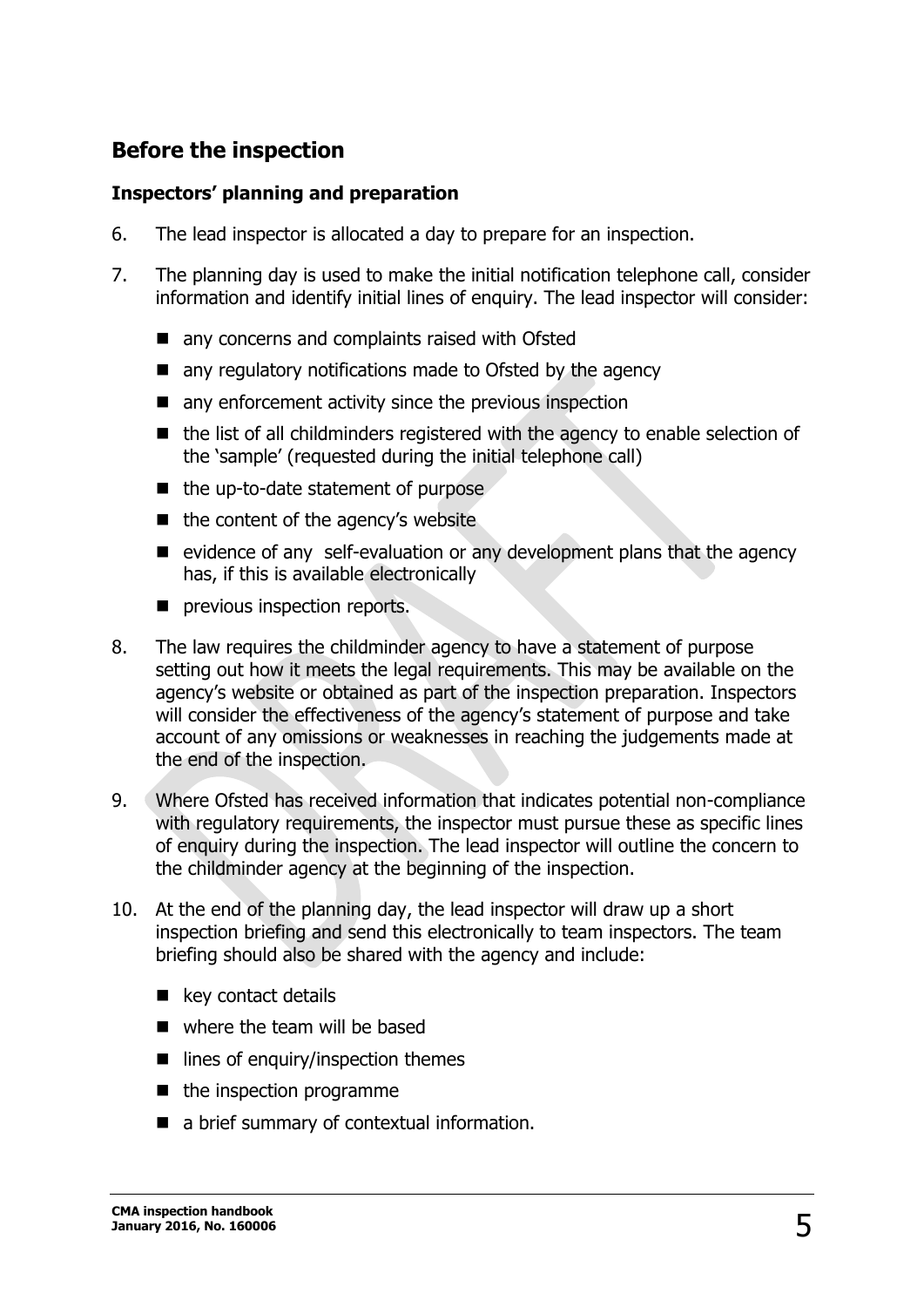## Before the inspection

### Inspectors' planning and preparation

6. The lead inspector is allocated a day to prepare for an inspection.

7. The planning day is used to make the initial notification telephone call, consider information and identify initial lines of enquiry. The lead inspector will consider:

   - any concerns and complaints raised with Ofsted
   - any regulatory notifications made to Ofsted by the agency
   - any enforcement activity since the previous inspection
   - the list of all childminders registered with the agency to enable selection of the 'sample' (requested during the initial telephone call)
   - the up-to-date statement of purpose
   - the content of the agency's website
   - evidence of any self-evaluation or any development plans that the agency has, if this is available electronically
   - previous inspection reports.

8. The law requires the childminder agency to have a statement of purpose setting out how it meets the legal requirements. This may be available on the agency's website or obtained as part of the inspection preparation. Inspectors will consider the effectiveness of the agency's statement of purpose and take account of any omissions or weaknesses in reaching the judgements made at the end of the inspection.

9. Where Ofsted has received information that indicates potential non-compliance with regulatory requirements, the inspector must pursue these as specific lines of enquiry during the inspection. The lead inspector will outline the concern to the childminder agency at the beginning of the inspection.

10. At the end of the planning day, the lead inspector will draw up a short inspection briefing and send this electronically to team inspectors. The team briefing should also be shared with the agency and include:

    - key contact details
    - where the team will be based
    - lines of enquiry/inspection themes
    - the inspection programme
    - a brief summary of contextual information.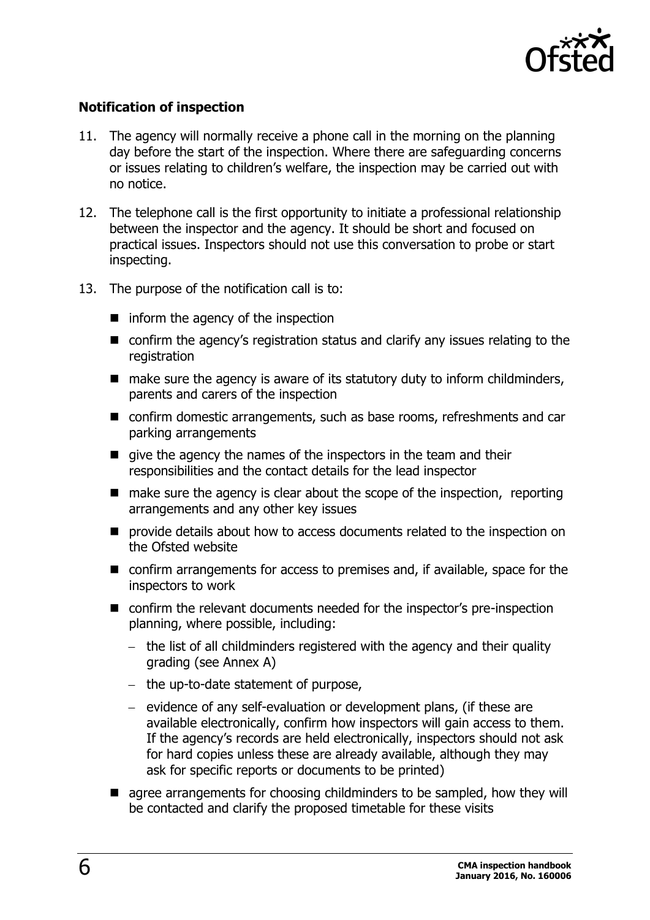**Notification of inspection**

11. The agency will normally receive a phone call in the morning on the planning day before the start of the inspection. Where there are safeguarding concerns or issues relating to children's welfare, the inspection may be carried out with no notice.

12. The telephone call is the first opportunity to initiate a professional relationship between the inspector and the agency. It should be short and focused on practical issues. Inspectors should not use this conversation to probe or start inspecting.

13. The purpose of the notification call is to:

    - inform the agency of the inspection
    - confirm the agency's registration status and clarify any issues relating to the registration
    - make sure the agency is aware of its statutory duty to inform childminders, parents and carers of the inspection
    - confirm domestic arrangements, such as base rooms, refreshments and car parking arrangements
    - give the agency the names of the inspectors in the team and their responsibilities and the contact details for the lead inspector
    - make sure the agency is clear about the scope of the inspection, reporting arrangements and any other key issues
    - provide details about how to access documents related to the inspection on the Ofsted website
    - confirm arrangements for access to premises and, if available, space for the inspectors to work
    - confirm the relevant documents needed for the inspector's pre-inspection planning, where possible, including:
      - the list of all childminders registered with the agency and their quality grading (see Annex A)
      - the up-to-date statement of purpose,
      - evidence of any self-evaluation or development plans, (if these are available electronically, confirm how inspectors will gain access to them. If the agency's records are held electronically, inspectors should not ask for hard copies unless these are already available, although they may ask for specific reports or documents to be printed)
    - agree arrangements for choosing childminders to be sampled, how they will be contacted and clarify the proposed timetable for these visits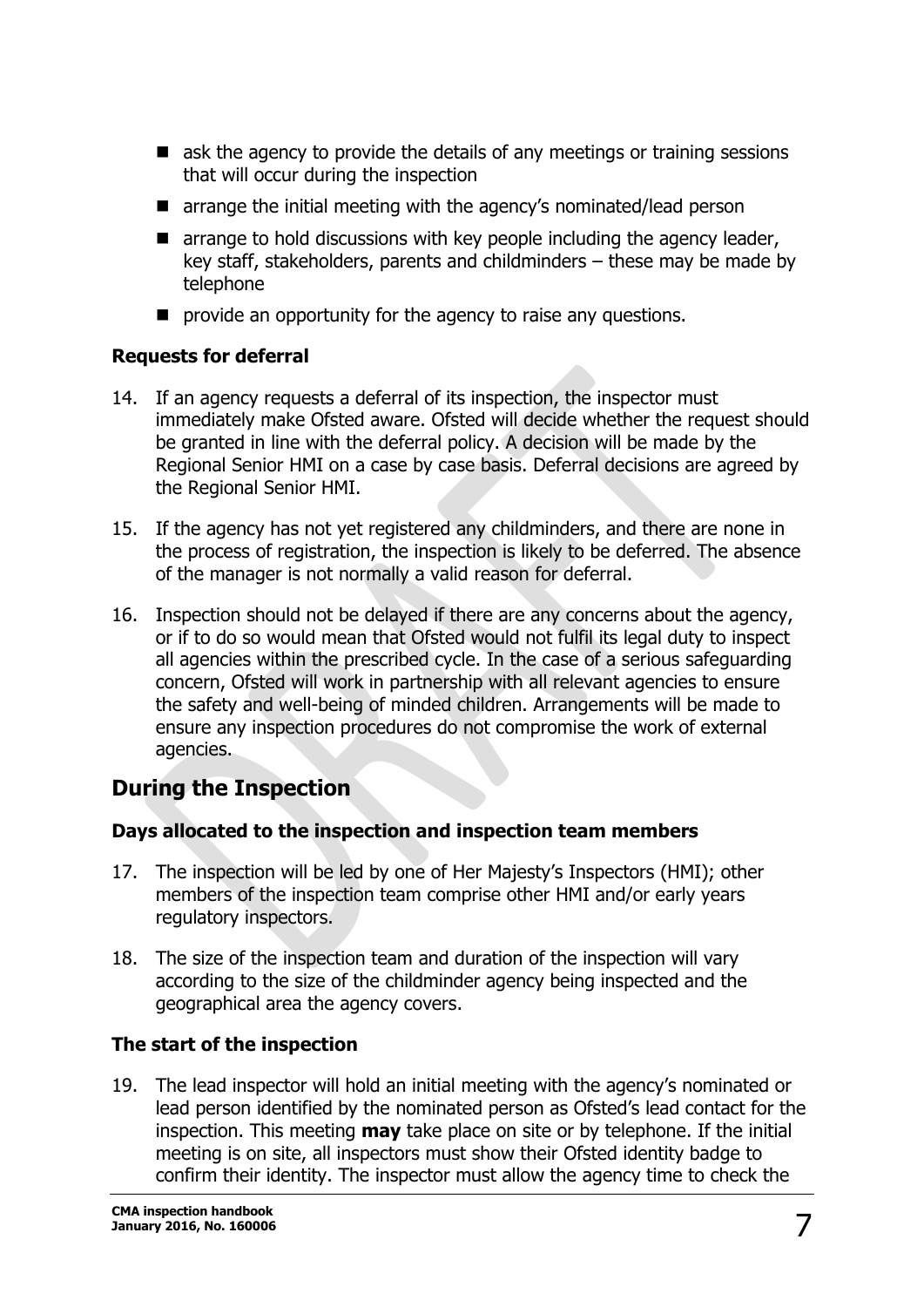- ask the agency to provide the details of any meetings or training sessions that will occur during the inspection
- arrange the initial meeting with the agency's nominated/lead person
- arrange to hold discussions with key people including the agency leader, key staff, stakeholders, parents and childminders – these may be made by telephone
- provide an opportunity for the agency to raise any questions.

### Requests for deferral

14. If an agency requests a deferral of its inspection, the inspector must immediately make Ofsted aware. Ofsted will decide whether the request should be granted in line with the deferral policy. A decision will be made by the Regional Senior HMI on a case by case basis. Deferral decisions are agreed by the Regional Senior HMI.
15. If the agency has not yet registered any childminders, and there are none in the process of registration, the inspection is likely to be deferred. The absence of the manager is not normally a valid reason for deferral.
16. Inspection should not be delayed if there are any concerns about the agency, or if to do so would mean that Ofsted would not fulfil its legal duty to inspect all agencies within the prescribed cycle. In the case of a serious safeguarding concern, Ofsted will work in partnership with all relevant agencies to ensure the safety and well-being of minded children. Arrangements will be made to ensure any inspection procedures do not compromise the work of external agencies.

## During the Inspection

### Days allocated to the inspection and inspection team members

17. The inspection will be led by one of Her Majesty's Inspectors (HMI); other members of the inspection team comprise other HMI and/or early years regulatory inspectors.
18. The size of the inspection team and duration of the inspection will vary according to the size of the childminder agency being inspected and the geographical area the agency covers.

### The start of the inspection

19. The lead inspector will hold an initial meeting with the agency's nominated or lead person identified by the nominated person as Ofsted's lead contact for the inspection. This meeting **may** take place on site or by telephone. If the initial meeting is on site, all inspectors must show their Ofsted identity badge to confirm their identity. The inspector must allow the agency time to check the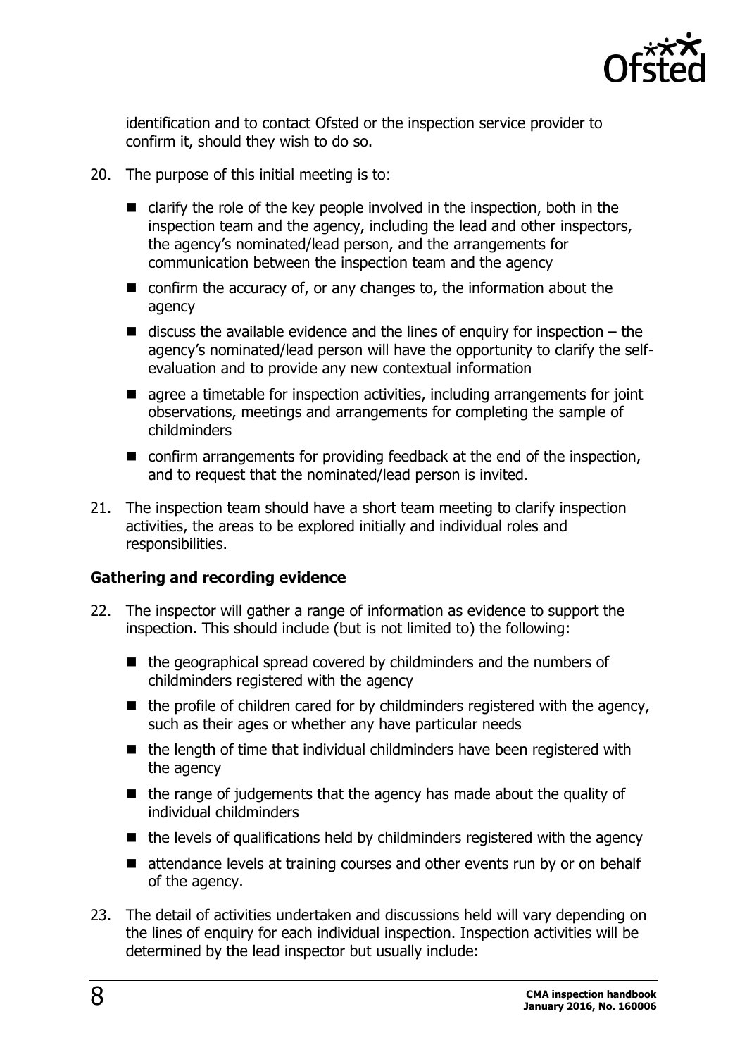identification and to contact Ofsted or the inspection service provider to confirm it, should they wish to do so.

20. The purpose of this initial meeting is to:
    - clarify the role of the key people involved in the inspection, both in the inspection team and the agency, including the lead and other inspectors, the agency's nominated/lead person, and the arrangements for communication between the inspection team and the agency
    - confirm the accuracy of, or any changes to, the information about the agency
    - discuss the available evidence and the lines of enquiry for inspection – the agency's nominated/lead person will have the opportunity to clarify the self-evaluation and to provide any new contextual information
    - agree a timetable for inspection activities, including arrangements for joint observations, meetings and arrangements for completing the sample of childminders
    - confirm arrangements for providing feedback at the end of the inspection, and to request that the nominated/lead person is invited.

21. The inspection team should have a short team meeting to clarify inspection activities, the areas to be explored initially and individual roles and responsibilities.

### Gathering and recording evidence

22. The inspector will gather a range of information as evidence to support the inspection. This should include (but is not limited to) the following:
    - the geographical spread covered by childminders and the numbers of childminders registered with the agency
    - the profile of children cared for by childminders registered with the agency, such as their ages or whether any have particular needs
    - the length of time that individual childminders have been registered with the agency
    - the range of judgements that the agency has made about the quality of individual childminders
    - the levels of qualifications held by childminders registered with the agency
    - attendance levels at training courses and other events run by or on behalf of the agency.

23. The detail of activities undertaken and discussions held will vary depending on the lines of enquiry for each individual inspection. Inspection activities will be determined by the lead inspector but usually include: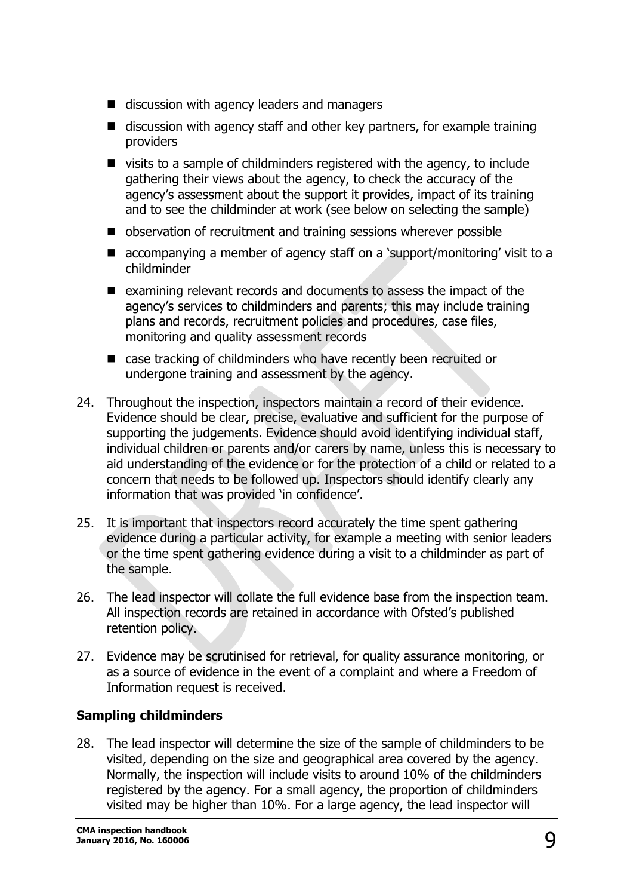- discussion with agency leaders and managers
- discussion with agency staff and other key partners, for example training providers
- visits to a sample of childminders registered with the agency, to include gathering their views about the agency, to check the accuracy of the agency's assessment about the support it provides, impact of its training and to see the childminder at work (see below on selecting the sample)
- observation of recruitment and training sessions wherever possible
- accompanying a member of agency staff on a 'support/monitoring' visit to a childminder
- examining relevant records and documents to assess the impact of the agency's services to childminders and parents; this may include training plans and records, recruitment policies and procedures, case files, monitoring and quality assessment records
- case tracking of childminders who have recently been recruited or undergone training and assessment by the agency.

24. Throughout the inspection, inspectors maintain a record of their evidence. Evidence should be clear, precise, evaluative and sufficient for the purpose of supporting the judgements. Evidence should avoid identifying individual staff, individual children or parents and/or carers by name, unless this is necessary to aid understanding of the evidence or for the protection of a child or related to a concern that needs to be followed up. Inspectors should identify clearly any information that was provided 'in confidence'.

25. It is important that inspectors record accurately the time spent gathering evidence during a particular activity, for example a meeting with senior leaders or the time spent gathering evidence during a visit to a childminder as part of the sample.

26. The lead inspector will collate the full evidence base from the inspection team. All inspection records are retained in accordance with Ofsted's published retention policy.

27. Evidence may be scrutinised for retrieval, for quality assurance monitoring, or as a source of evidence in the event of a complaint and where a Freedom of Information request is received.

### Sampling childminders

28. The lead inspector will determine the size of the sample of childminders to be visited, depending on the size and geographical area covered by the agency. Normally, the inspection will include visits to around 10% of the childminders registered by the agency. For a small agency, the proportion of childminders visited may be higher than 10%. For a large agency, the lead inspector will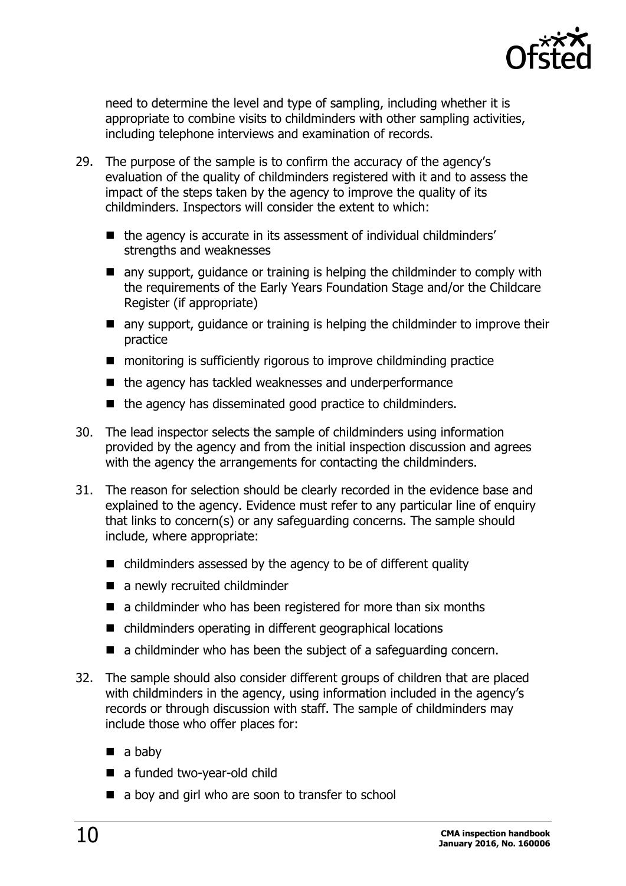need to determine the level and type of sampling, including whether it is appropriate to combine visits to childminders with other sampling activities, including telephone interviews and examination of records.

29. The purpose of the sample is to confirm the accuracy of the agency's evaluation of the quality of childminders registered with it and to assess the impact of the steps taken by the agency to improve the quality of its childminders. Inspectors will consider the extent to which:

    - the agency is accurate in its assessment of individual childminders' strengths and weaknesses
    - any support, guidance or training is helping the childminder to comply with the requirements of the Early Years Foundation Stage and/or the Childcare Register (if appropriate)
    - any support, guidance or training is helping the childminder to improve their practice
    - monitoring is sufficiently rigorous to improve childminding practice
    - the agency has tackled weaknesses and underperformance
    - the agency has disseminated good practice to childminders.

30. The lead inspector selects the sample of childminders using information provided by the agency and from the initial inspection discussion and agrees with the agency the arrangements for contacting the childminders.

31. The reason for selection should be clearly recorded in the evidence base and explained to the agency. Evidence must refer to any particular line of enquiry that links to concern(s) or any safeguarding concerns. The sample should include, where appropriate:

    - childminders assessed by the agency to be of different quality
    - a newly recruited childminder
    - a childminder who has been registered for more than six months
    - childminders operating in different geographical locations
    - a childminder who has been the subject of a safeguarding concern.

32. The sample should also consider different groups of children that are placed with childminders in the agency, using information included in the agency's records or through discussion with staff. The sample of childminders may include those who offer places for:

    - a baby
    - a funded two-year-old child
    - a boy and girl who are soon to transfer to school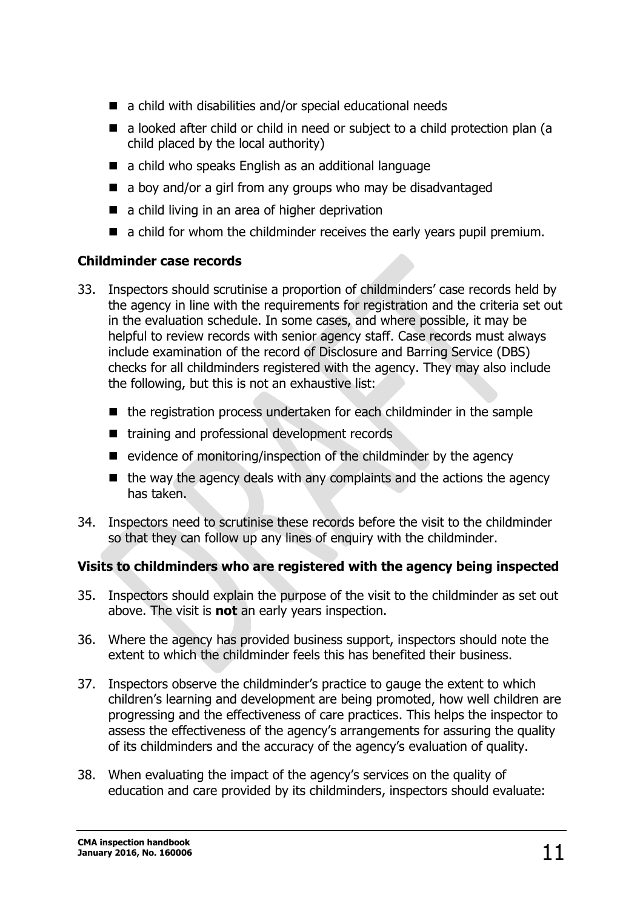- a child with disabilities and/or special educational needs
- a looked after child or child in need or subject to a child protection plan (a child placed by the local authority)
- a child who speaks English as an additional language
- a boy and/or a girl from any groups who may be disadvantaged
- a child living in an area of higher deprivation
- a child for whom the childminder receives the early years pupil premium.

**Childminder case records**

33. Inspectors should scrutinise a proportion of childminders' case records held by the agency in line with the requirements for registration and the criteria set out in the evaluation schedule. In some cases, and where possible, it may be helpful to review records with senior agency staff. Case records must always include examination of the record of Disclosure and Barring Service (DBS) checks for all childminders registered with the agency. They may also include the following, but this is not an exhaustive list:
    - the registration process undertaken for each childminder in the sample
    - training and professional development records
    - evidence of monitoring/inspection of the childminder by the agency
    - the way the agency deals with any complaints and the actions the agency has taken.
34. Inspectors need to scrutinise these records before the visit to the childminder so that they can follow up any lines of enquiry with the childminder.

**Visits to childminders who are registered with the agency being inspected**

35. Inspectors should explain the purpose of the visit to the childminder as set out above. The visit is **not** an early years inspection.
36. Where the agency has provided business support, inspectors should note the extent to which the childminder feels this has benefited their business.
37. Inspectors observe the childminder's practice to gauge the extent to which children's learning and development are being promoted, how well children are progressing and the effectiveness of care practices. This helps the inspector to assess the effectiveness of the agency's arrangements for assuring the quality of its childminders and the accuracy of the agency's evaluation of quality.
38. When evaluating the impact of the agency's services on the quality of education and care provided by its childminders, inspectors should evaluate: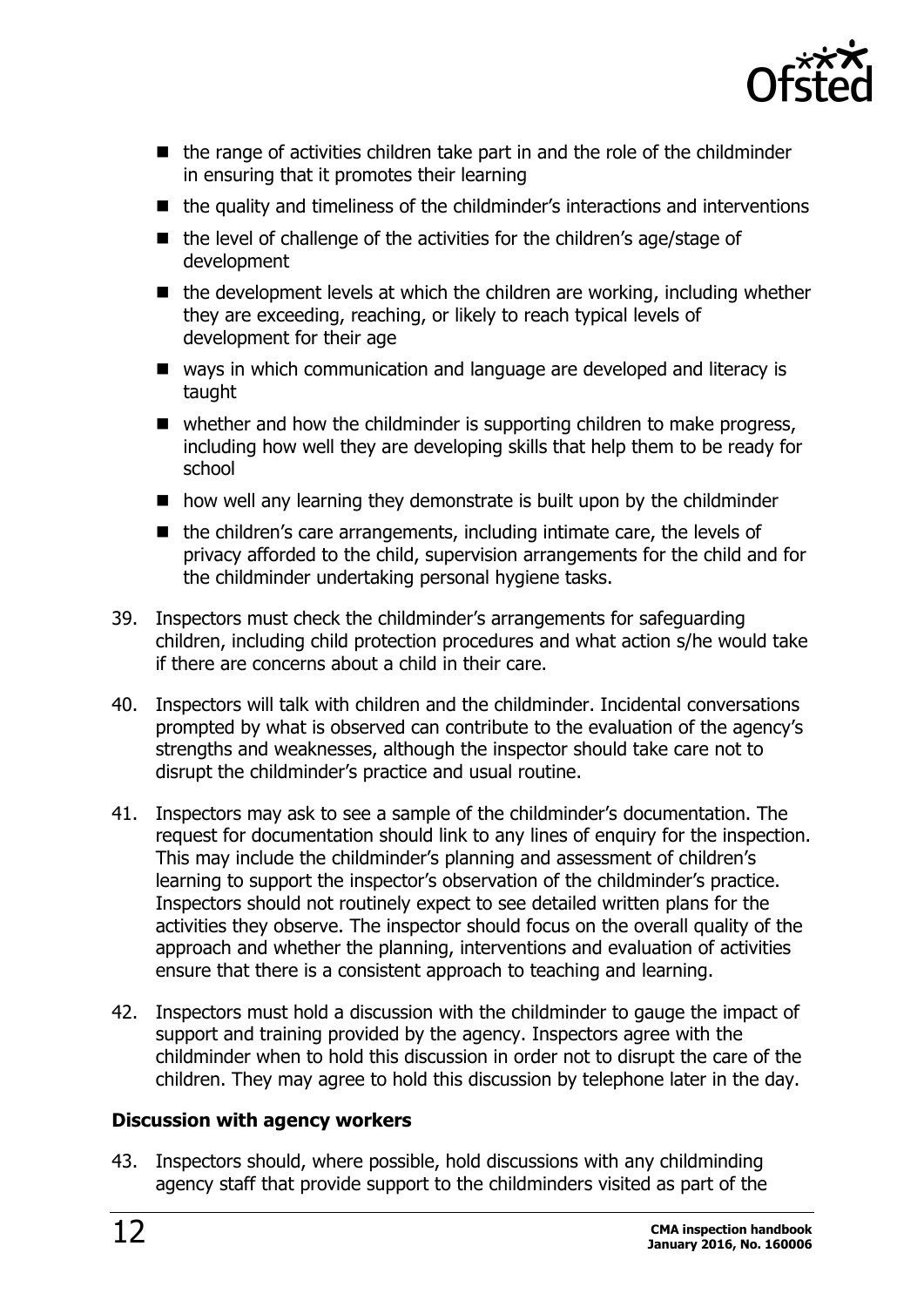- the range of activities children take part in and the role of the childminder in ensuring that it promotes their learning
- the quality and timeliness of the childminder's interactions and interventions
- the level of challenge of the activities for the children's age/stage of development
- the development levels at which the children are working, including whether they are exceeding, reaching, or likely to reach typical levels of development for their age
- ways in which communication and language are developed and literacy is taught
- whether and how the childminder is supporting children to make progress, including how well they are developing skills that help them to be ready for school
- how well any learning they demonstrate is built upon by the childminder
- the children's care arrangements, including intimate care, the levels of privacy afforded to the child, supervision arrangements for the child and for the childminder undertaking personal hygiene tasks.

39. Inspectors must check the childminder's arrangements for safeguarding children, including child protection procedures and what action s/he would take if there are concerns about a child in their care.

40. Inspectors will talk with children and the childminder. Incidental conversations prompted by what is observed can contribute to the evaluation of the agency's strengths and weaknesses, although the inspector should take care not to disrupt the childminder's practice and usual routine.

41. Inspectors may ask to see a sample of the childminder's documentation. The request for documentation should link to any lines of enquiry for the inspection. This may include the childminder's planning and assessment of children's learning to support the inspector's observation of the childminder's practice. Inspectors should not routinely expect to see detailed written plans for the activities they observe. The inspector should focus on the overall quality of the approach and whether the planning, interventions and evaluation of activities ensure that there is a consistent approach to teaching and learning.

42. Inspectors must hold a discussion with the childminder to gauge the impact of support and training provided by the agency. Inspectors agree with the childminder when to hold this discussion in order not to disrupt the care of the children. They may agree to hold this discussion by telephone later in the day.

**Discussion with agency workers**

43. Inspectors should, where possible, hold discussions with any childminding agency staff that provide support to the childminders visited as part of the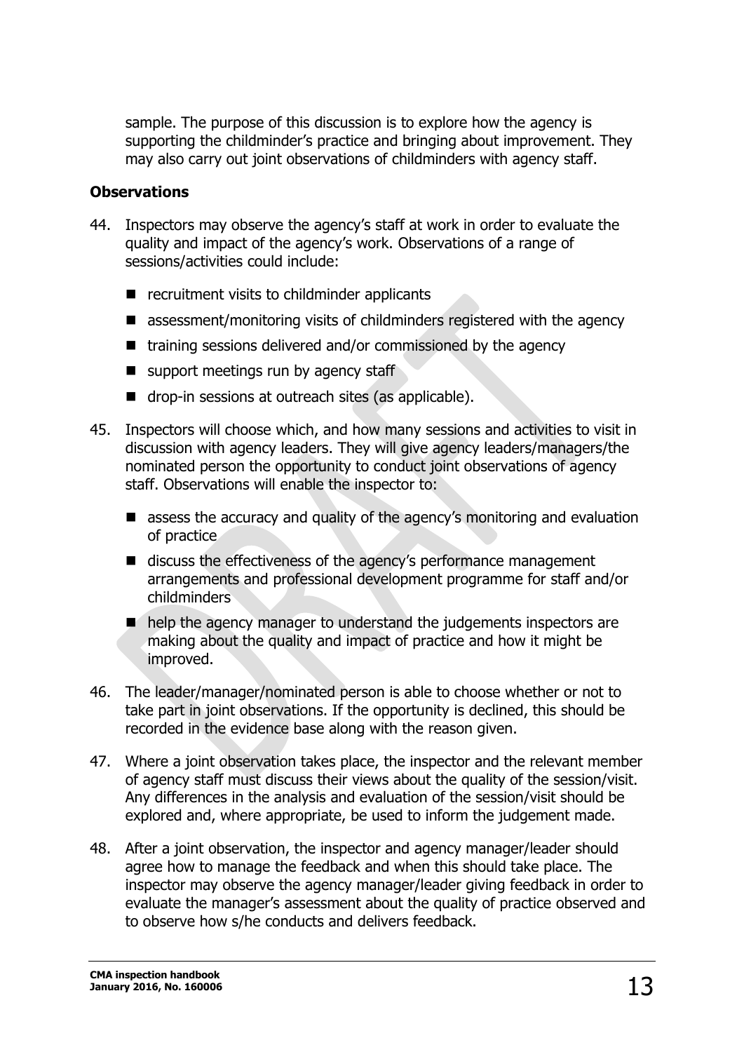sample. The purpose of this discussion is to explore how the agency is supporting the childminder's practice and bringing about improvement. They may also carry out joint observations of childminders with agency staff.

**Observations**

44. Inspectors may observe the agency's staff at work in order to evaluate the quality and impact of the agency's work. Observations of a range of sessions/activities could include:
    - recruitment visits to childminder applicants
    - assessment/monitoring visits of childminders registered with the agency
    - training sessions delivered and/or commissioned by the agency
    - support meetings run by agency staff
    - drop-in sessions at outreach sites (as applicable).

45. Inspectors will choose which, and how many sessions and activities to visit in discussion with agency leaders. They will give agency leaders/managers/the nominated person the opportunity to conduct joint observations of agency staff. Observations will enable the inspector to:
    - assess the accuracy and quality of the agency's monitoring and evaluation of practice
    - discuss the effectiveness of the agency's performance management arrangements and professional development programme for staff and/or childminders
    - help the agency manager to understand the judgements inspectors are making about the quality and impact of practice and how it might be improved.

46. The leader/manager/nominated person is able to choose whether or not to take part in joint observations. If the opportunity is declined, this should be recorded in the evidence base along with the reason given.

47. Where a joint observation takes place, the inspector and the relevant member of agency staff must discuss their views about the quality of the session/visit. Any differences in the analysis and evaluation of the session/visit should be explored and, where appropriate, be used to inform the judgement made.

48. After a joint observation, the inspector and agency manager/leader should agree how to manage the feedback and when this should take place. The inspector may observe the agency manager/leader giving feedback in order to evaluate the manager's assessment about the quality of practice observed and to observe how s/he conducts and delivers feedback.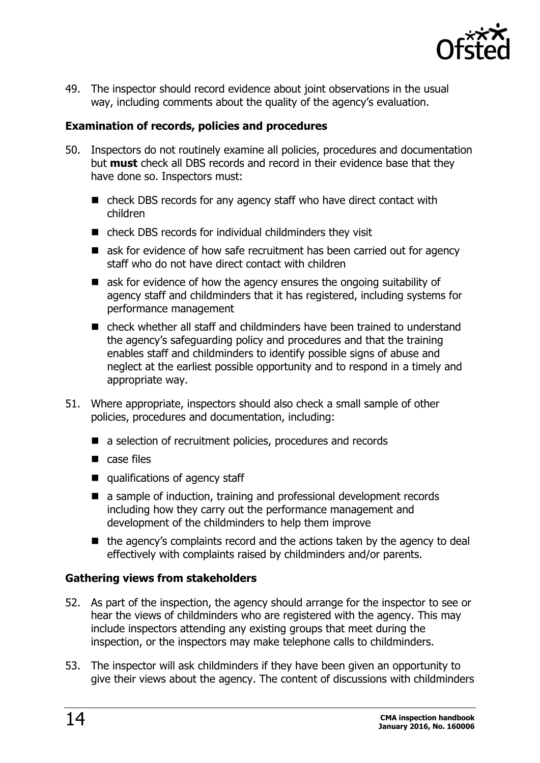49. The inspector should record evidence about joint observations in the usual way, including comments about the quality of the agency's evaluation.

### Examination of records, policies and procedures

50. Inspectors do not routinely examine all policies, procedures and documentation but **must** check all DBS records and record in their evidence base that they have done so. Inspectors must:

    - check DBS records for any agency staff who have direct contact with children
    - check DBS records for individual childminders they visit
    - ask for evidence of how safe recruitment has been carried out for agency staff who do not have direct contact with children
    - ask for evidence of how the agency ensures the ongoing suitability of agency staff and childminders that it has registered, including systems for performance management
    - check whether all staff and childminders have been trained to understand the agency's safeguarding policy and procedures and that the training enables staff and childminders to identify possible signs of abuse and neglect at the earliest possible opportunity and to respond in a timely and appropriate way.

51. Where appropriate, inspectors should also check a small sample of other policies, procedures and documentation, including:

    - a selection of recruitment policies, procedures and records
    - case files
    - qualifications of agency staff
    - a sample of induction, training and professional development records including how they carry out the performance management and development of the childminders to help them improve
    - the agency's complaints record and the actions taken by the agency to deal effectively with complaints raised by childminders and/or parents.

### Gathering views from stakeholders

52. As part of the inspection, the agency should arrange for the inspector to see or hear the views of childminders who are registered with the agency. This may include inspectors attending any existing groups that meet during the inspection, or the inspectors may make telephone calls to childminders.

53. The inspector will ask childminders if they have been given an opportunity to give their views about the agency. The content of discussions with childminders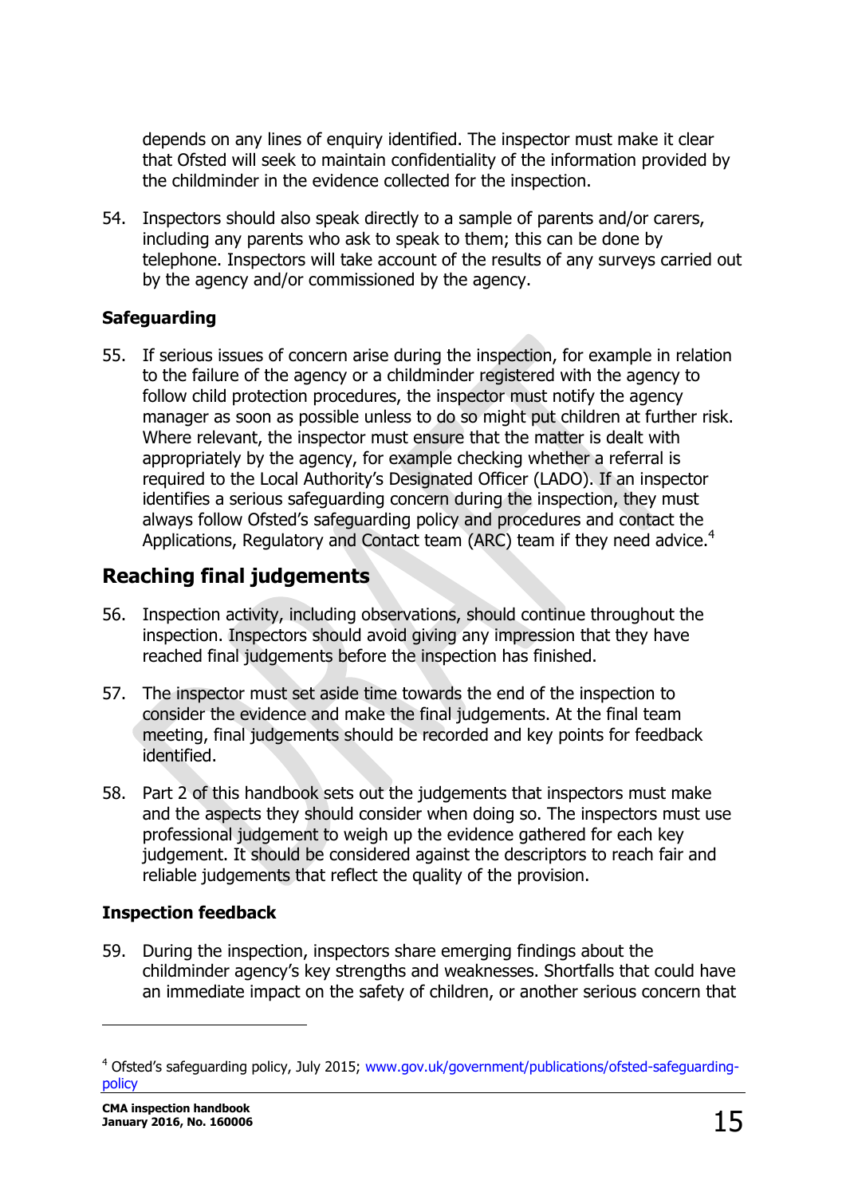depends on any lines of enquiry identified. The inspector must make it clear that Ofsted will seek to maintain confidentiality of the information provided by the childminder in the evidence collected for the inspection.

54. Inspectors should also speak directly to a sample of parents and/or carers, including any parents who ask to speak to them; this can be done by telephone. Inspectors will take account of the results of any surveys carried out by the agency and/or commissioned by the agency.

### Safeguarding

55. If serious issues of concern arise during the inspection, for example in relation to the failure of the agency or a childminder registered with the agency to follow child protection procedures, the inspector must notify the agency manager as soon as possible unless to do so might put children at further risk. Where relevant, the inspector must ensure that the matter is dealt with appropriately by the agency, for example checking whether a referral is required to the Local Authority's Designated Officer (LADO). If an inspector identifies a serious safeguarding concern during the inspection, they must always follow Ofsted's safeguarding policy and procedures and contact the Applications, Regulatory and Contact team (ARC) team if they need advice.[4]

## Reaching final judgements

56. Inspection activity, including observations, should continue throughout the inspection. Inspectors should avoid giving any impression that they have reached final judgements before the inspection has finished.

57. The inspector must set aside time towards the end of the inspection to consider the evidence and make the final judgements. At the final team meeting, final judgements should be recorded and key points for feedback identified.

58. Part 2 of this handbook sets out the judgements that inspectors must make and the aspects they should consider when doing so. The inspectors must use professional judgement to weigh up the evidence gathered for each key judgement. It should be considered against the descriptors to reach fair and reliable judgements that reflect the quality of the provision.

### Inspection feedback

59. During the inspection, inspectors share emerging findings about the childminder agency's key strengths and weaknesses. Shortfalls that could have an immediate impact on the safety of children, or another serious concern that

---

[4] Ofsted's safeguarding policy, July 2015; www.gov.uk/government/publications/ofsted-safeguarding-policy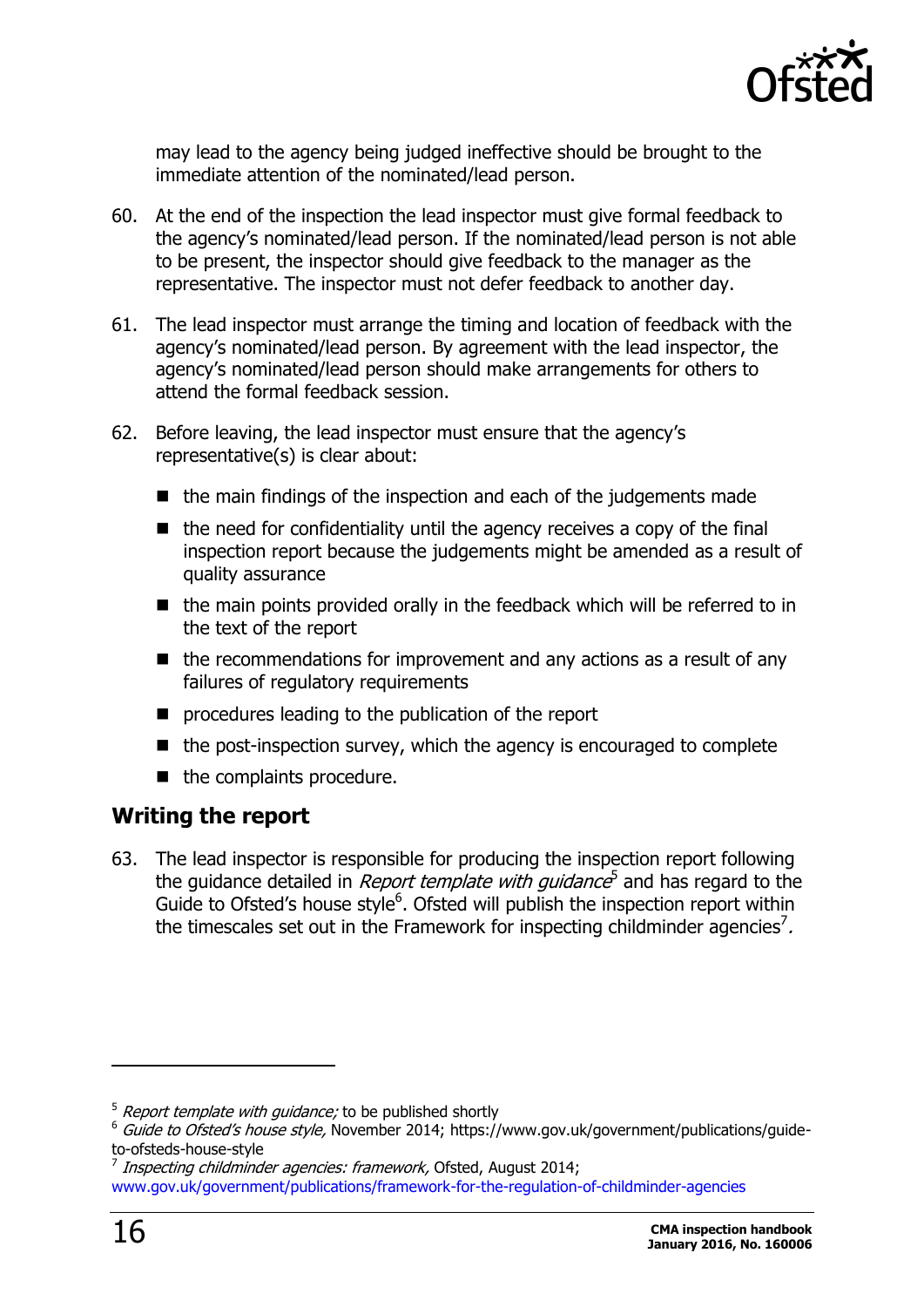may lead to the agency being judged ineffective should be brought to the immediate attention of the nominated/lead person.

60. At the end of the inspection the lead inspector must give formal feedback to the agency's nominated/lead person. If the nominated/lead person is not able to be present, the inspector should give feedback to the manager as the representative. The inspector must not defer feedback to another day.

61. The lead inspector must arrange the timing and location of feedback with the agency's nominated/lead person. By agreement with the lead inspector, the agency's nominated/lead person should make arrangements for others to attend the formal feedback session.

62. Before leaving, the lead inspector must ensure that the agency's representative(s) is clear about:

   - the main findings of the inspection and each of the judgements made
   - the need for confidentiality until the agency receives a copy of the final inspection report because the judgements might be amended as a result of quality assurance
   - the main points provided orally in the feedback which will be referred to in the text of the report
   - the recommendations for improvement and any actions as a result of any failures of regulatory requirements
   - procedures leading to the publication of the report
   - the post-inspection survey, which the agency is encouraged to complete
   - the complaints procedure.

## Writing the report

63. The lead inspector is responsible for producing the inspection report following the guidance detailed in *Report template with guidance*[5] and has regard to the Guide to Ofsted's house style[6]. Ofsted will publish the inspection report within the timescales set out in the Framework for inspecting childminder agencies[7].

---

[5] *Report template with guidance;* to be published shortly

[6] *Guide to Ofsted's house style,* November 2014; https://www.gov.uk/government/publications/guide-to-ofsteds-house-style

[7] *Inspecting childminder agencies: framework,* Ofsted, August 2014; www.gov.uk/government/publications/framework-for-the-regulation-of-childminder-agencies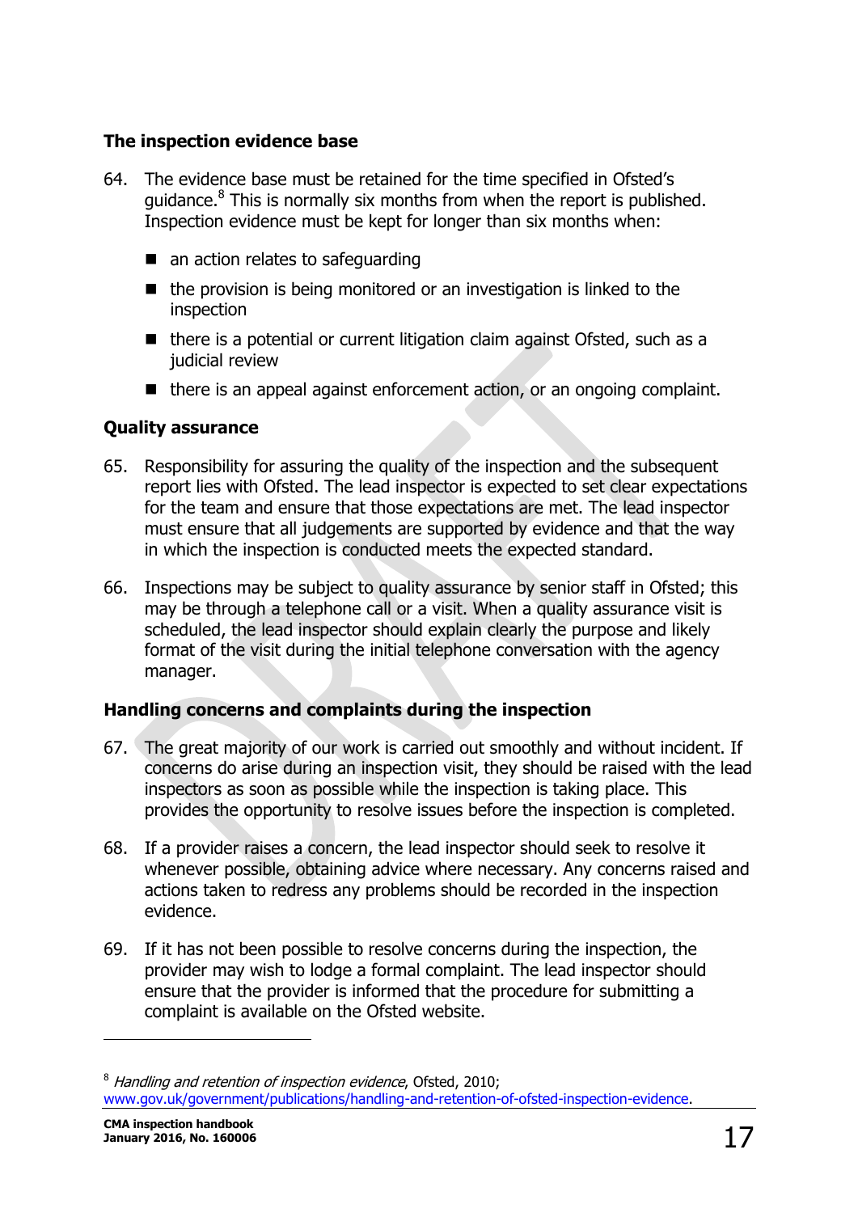### The inspection evidence base

64. The evidence base must be retained for the time specified in Ofsted's guidance.[8] This is normally six months from when the report is published. Inspection evidence must be kept for longer than six months when:

    - an action relates to safeguarding
    - the provision is being monitored or an investigation is linked to the inspection
    - there is a potential or current litigation claim against Ofsted, such as a judicial review
    - there is an appeal against enforcement action, or an ongoing complaint.

### Quality assurance

65. Responsibility for assuring the quality of the inspection and the subsequent report lies with Ofsted. The lead inspector is expected to set clear expectations for the team and ensure that those expectations are met. The lead inspector must ensure that all judgements are supported by evidence and that the way in which the inspection is conducted meets the expected standard.

66. Inspections may be subject to quality assurance by senior staff in Ofsted; this may be through a telephone call or a visit. When a quality assurance visit is scheduled, the lead inspector should explain clearly the purpose and likely format of the visit during the initial telephone conversation with the agency manager.

### Handling concerns and complaints during the inspection

67. The great majority of our work is carried out smoothly and without incident. If concerns do arise during an inspection visit, they should be raised with the lead inspectors as soon as possible while the inspection is taking place. This provides the opportunity to resolve issues before the inspection is completed.

68. If a provider raises a concern, the lead inspector should seek to resolve it whenever possible, obtaining advice where necessary. Any concerns raised and actions taken to redress any problems should be recorded in the inspection evidence.

69. If it has not been possible to resolve concerns during the inspection, the provider may wish to lodge a formal complaint. The lead inspector should ensure that the provider is informed that the procedure for submitting a complaint is available on the Ofsted website.

---

[8] *Handling and retention of inspection evidence*, Ofsted, 2010; www.gov.uk/government/publications/handling-and-retention-of-ofsted-inspection-evidence.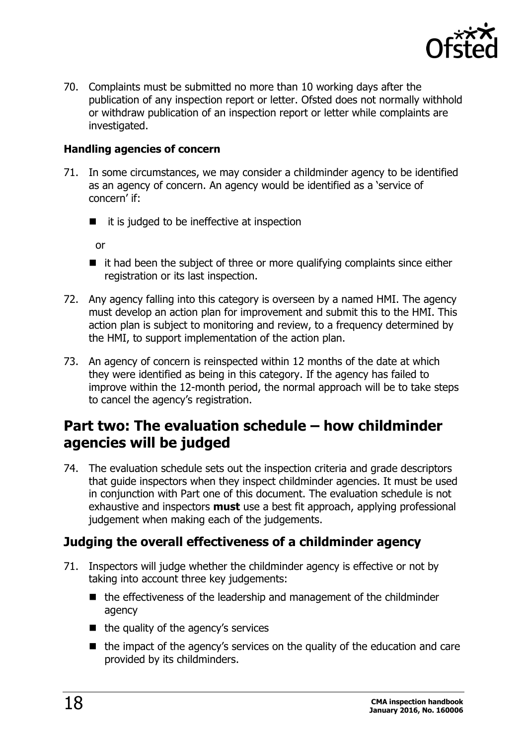70. Complaints must be submitted no more than 10 working days after the publication of any inspection report or letter. Ofsted does not normally withhold or withdraw publication of an inspection report or letter while complaints are investigated.

**Handling agencies of concern**

71. In some circumstances, we may consider a childminder agency to be identified as an agency of concern. An agency would be identified as a 'service of concern' if:

- it is judged to be ineffective at inspection

  or

- it had been the subject of three or more qualifying complaints since either registration or its last inspection.

72. Any agency falling into this category is overseen by a named HMI. The agency must develop an action plan for improvement and submit this to the HMI. This action plan is subject to monitoring and review, to a frequency determined by the HMI, to support implementation of the action plan.

73. An agency of concern is reinspected within 12 months of the date at which they were identified as being in this category. If the agency has failed to improve within the 12-month period, the normal approach will be to take steps to cancel the agency's registration.

## Part two: The evaluation schedule – how childminder agencies will be judged

74. The evaluation schedule sets out the inspection criteria and grade descriptors that guide inspectors when they inspect childminder agencies. It must be used in conjunction with Part one of this document. The evaluation schedule is not exhaustive and inspectors **must** use a best fit approach, applying professional judgement when making each of the judgements.

### Judging the overall effectiveness of a childminder agency

71. Inspectors will judge whether the childminder agency is effective or not by taking into account three key judgements:

- the effectiveness of the leadership and management of the childminder agency
- the quality of the agency's services
- the impact of the agency's services on the quality of the education and care provided by its childminders.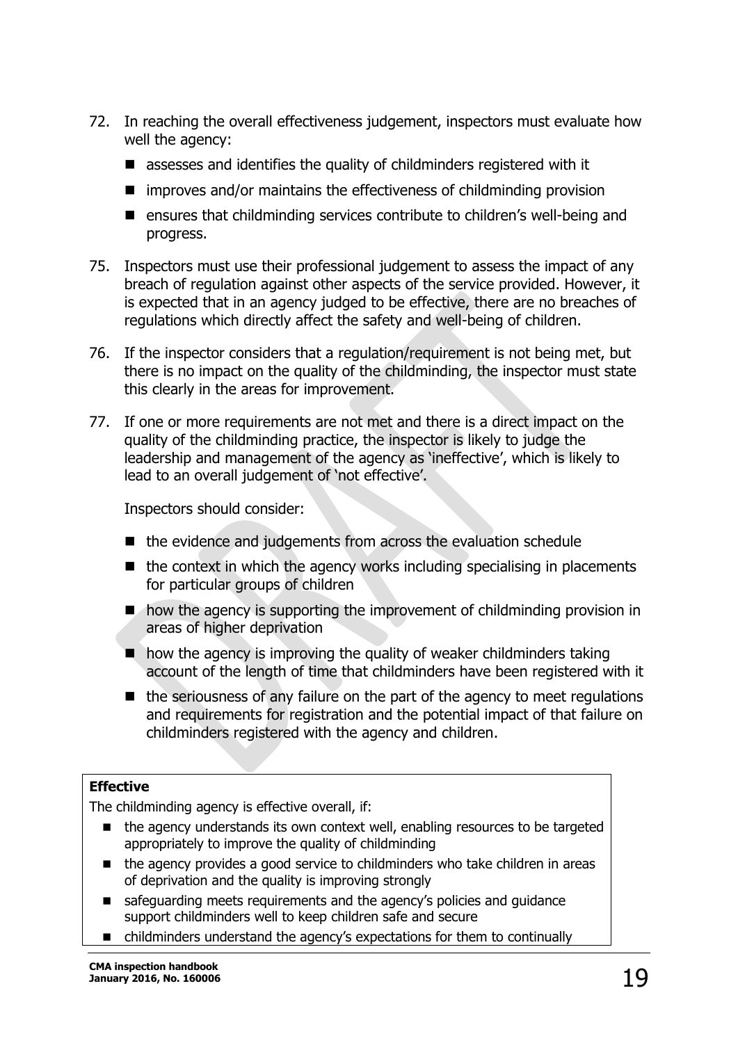72. In reaching the overall effectiveness judgement, inspectors must evaluate how well the agency:

    - assesses and identifies the quality of childminders registered with it
    - improves and/or maintains the effectiveness of childminding provision
    - ensures that childminding services contribute to children's well-being and progress.

75. Inspectors must use their professional judgement to assess the impact of any breach of regulation against other aspects of the service provided. However, it is expected that in an agency judged to be effective, there are no breaches of regulations which directly affect the safety and well-being of children.

76. If the inspector considers that a regulation/requirement is not being met, but there is no impact on the quality of the childminding, the inspector must state this clearly in the areas for improvement.

77. If one or more requirements are not met and there is a direct impact on the quality of the childminding practice, the inspector is likely to judge the leadership and management of the agency as 'ineffective', which is likely to lead to an overall judgement of 'not effective'.

    Inspectors should consider:

    - the evidence and judgements from across the evaluation schedule
    - the context in which the agency works including specialising in placements for particular groups of children
    - how the agency is supporting the improvement of childminding provision in areas of higher deprivation
    - how the agency is improving the quality of weaker childminders taking account of the length of time that childminders have been registered with it
    - the seriousness of any failure on the part of the agency to meet regulations and requirements for registration and the potential impact of that failure on childminders registered with the agency and children.

**Effective**

The childminding agency is effective overall, if:

- the agency understands its own context well, enabling resources to be targeted appropriately to improve the quality of childminding
- the agency provides a good service to childminders who take children in areas of deprivation and the quality is improving strongly
- safeguarding meets requirements and the agency's policies and guidance support childminders well to keep children safe and secure
- childminders understand the agency's expectations for them to continually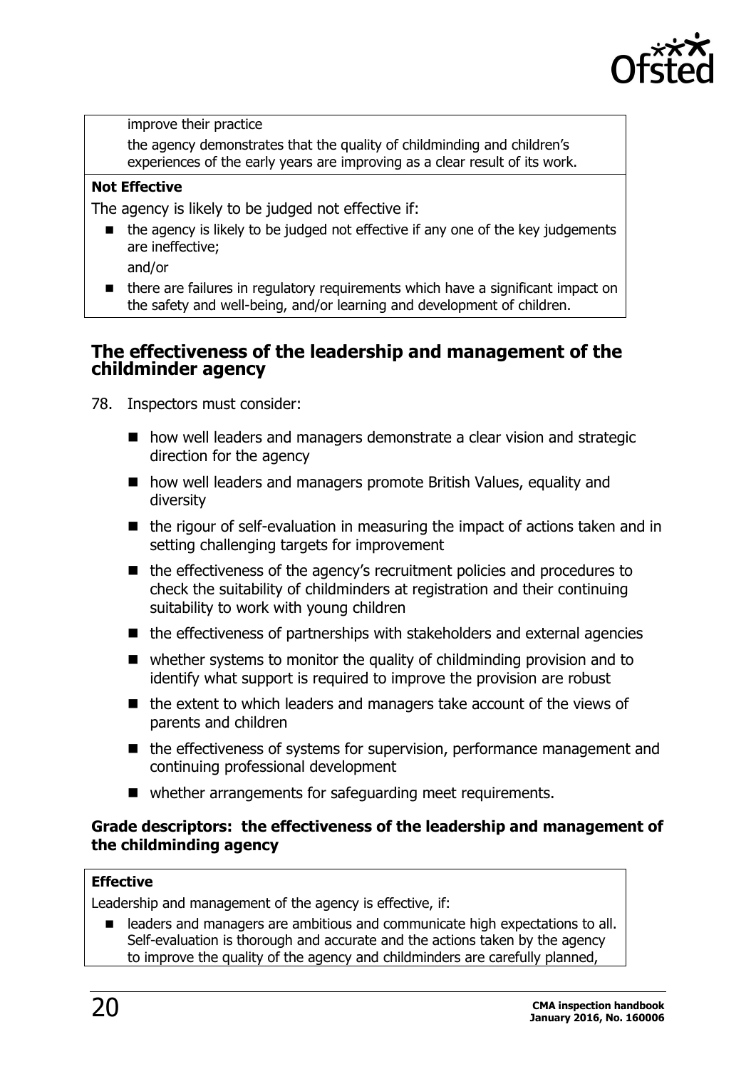improve their practice

the agency demonstrates that the quality of childminding and children's experiences of the early years are improving as a clear result of its work.

**Not Effective**

The agency is likely to be judged not effective if:

- the agency is likely to be judged not effective if any one of the key judgements are ineffective;

  and/or

- there are failures in regulatory requirements which have a significant impact on the safety and well-being, and/or learning and development of children.

## The effectiveness of the leadership and management of the childminder agency

78. Inspectors must consider:

    - how well leaders and managers demonstrate a clear vision and strategic direction for the agency
    - how well leaders and managers promote British Values, equality and diversity
    - the rigour of self-evaluation in measuring the impact of actions taken and in setting challenging targets for improvement
    - the effectiveness of the agency's recruitment policies and procedures to check the suitability of childminders at registration and their continuing suitability to work with young children
    - the effectiveness of partnerships with stakeholders and external agencies
    - whether systems to monitor the quality of childminding provision and to identify what support is required to improve the provision are robust
    - the extent to which leaders and managers take account of the views of parents and children
    - the effectiveness of systems for supervision, performance management and continuing professional development
    - whether arrangements for safeguarding meet requirements.

### Grade descriptors: the effectiveness of the leadership and management of the childminding agency

**Effective**

Leadership and management of the agency is effective, if:

- leaders and managers are ambitious and communicate high expectations to all. Self-evaluation is thorough and accurate and the actions taken by the agency to improve the quality of the agency and childminders are carefully planned,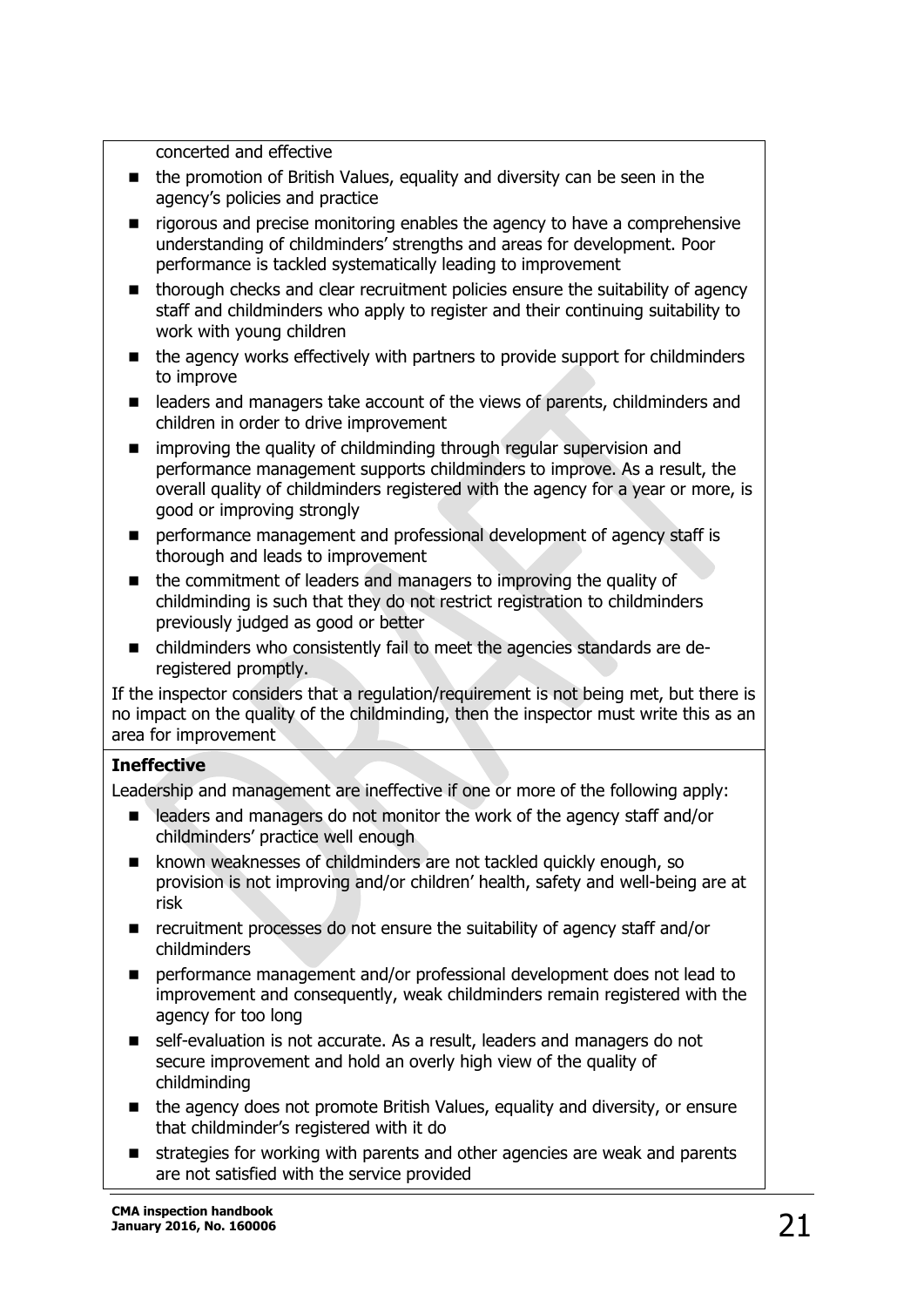concerted and effective

- the promotion of British Values, equality and diversity can be seen in the agency's policies and practice
- rigorous and precise monitoring enables the agency to have a comprehensive understanding of childminders' strengths and areas for development. Poor performance is tackled systematically leading to improvement
- thorough checks and clear recruitment policies ensure the suitability of agency staff and childminders who apply to register and their continuing suitability to work with young children
- the agency works effectively with partners to provide support for childminders to improve
- leaders and managers take account of the views of parents, childminders and children in order to drive improvement
- improving the quality of childminding through regular supervision and performance management supports childminders to improve. As a result, the overall quality of childminders registered with the agency for a year or more, is good or improving strongly
- performance management and professional development of agency staff is thorough and leads to improvement
- the commitment of leaders and managers to improving the quality of childminding is such that they do not restrict registration to childminders previously judged as good or better
- childminders who consistently fail to meet the agencies standards are de-registered promptly.

If the inspector considers that a regulation/requirement is not being met, but there is no impact on the quality of the childminding, then the inspector must write this as an area for improvement

**Ineffective**

Leadership and management are ineffective if one or more of the following apply:

- leaders and managers do not monitor the work of the agency staff and/or childminders' practice well enough
- known weaknesses of childminders are not tackled quickly enough, so provision is not improving and/or children' health, safety and well-being are at risk
- recruitment processes do not ensure the suitability of agency staff and/or childminders
- performance management and/or professional development does not lead to improvement and consequently, weak childminders remain registered with the agency for too long
- self-evaluation is not accurate. As a result, leaders and managers do not secure improvement and hold an overly high view of the quality of childminding
- the agency does not promote British Values, equality and diversity, or ensure that childminder's registered with it do
- strategies for working with parents and other agencies are weak and parents are not satisfied with the service provided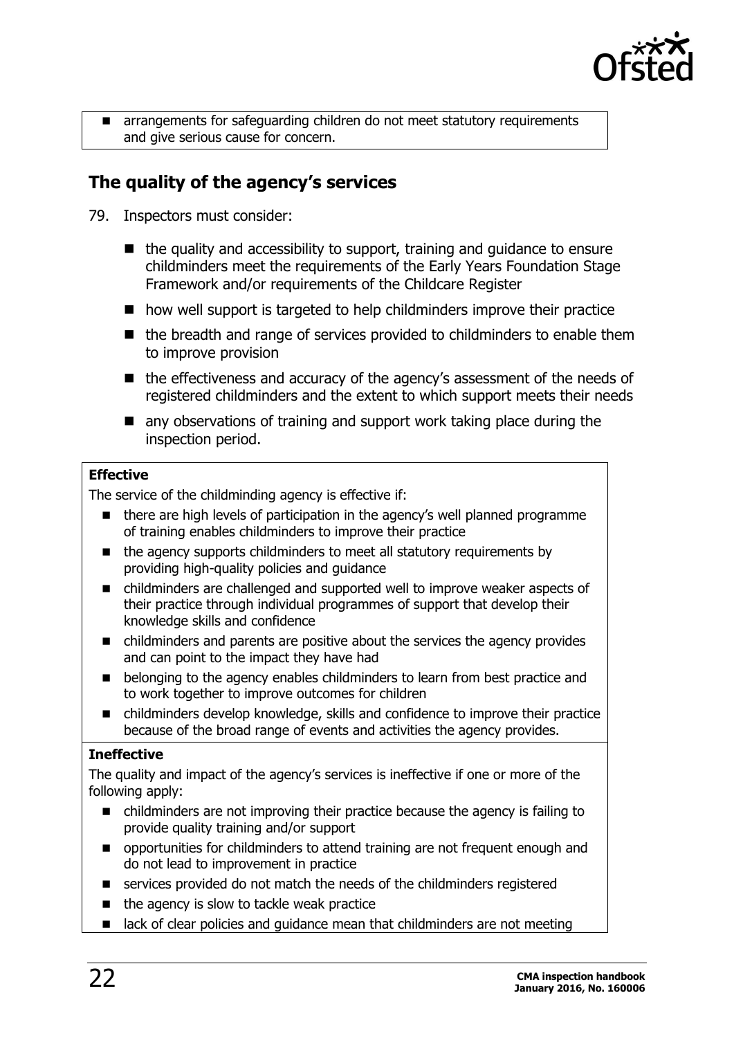- arrangements for safeguarding children do not meet statutory requirements and give serious cause for concern.

## The quality of the agency's services

79. Inspectors must consider:

- the quality and accessibility to support, training and guidance to ensure childminders meet the requirements of the Early Years Foundation Stage Framework and/or requirements of the Childcare Register
- how well support is targeted to help childminders improve their practice
- the breadth and range of services provided to childminders to enable them to improve provision
- the effectiveness and accuracy of the agency's assessment of the needs of registered childminders and the extent to which support meets their needs
- any observations of training and support work taking place during the inspection period.

**Effective**

The service of the childminding agency is effective if:

- there are high levels of participation in the agency's well planned programme of training enables childminders to improve their practice
- the agency supports childminders to meet all statutory requirements by providing high-quality policies and guidance
- childminders are challenged and supported well to improve weaker aspects of their practice through individual programmes of support that develop their knowledge skills and confidence
- childminders and parents are positive about the services the agency provides and can point to the impact they have had
- belonging to the agency enables childminders to learn from best practice and to work together to improve outcomes for children
- childminders develop knowledge, skills and confidence to improve their practice because of the broad range of events and activities the agency provides.

**Ineffective**

The quality and impact of the agency's services is ineffective if one or more of the following apply:

- childminders are not improving their practice because the agency is failing to provide quality training and/or support
- opportunities for childminders to attend training are not frequent enough and do not lead to improvement in practice
- services provided do not match the needs of the childminders registered
- the agency is slow to tackle weak practice
- lack of clear policies and guidance mean that childminders are not meeting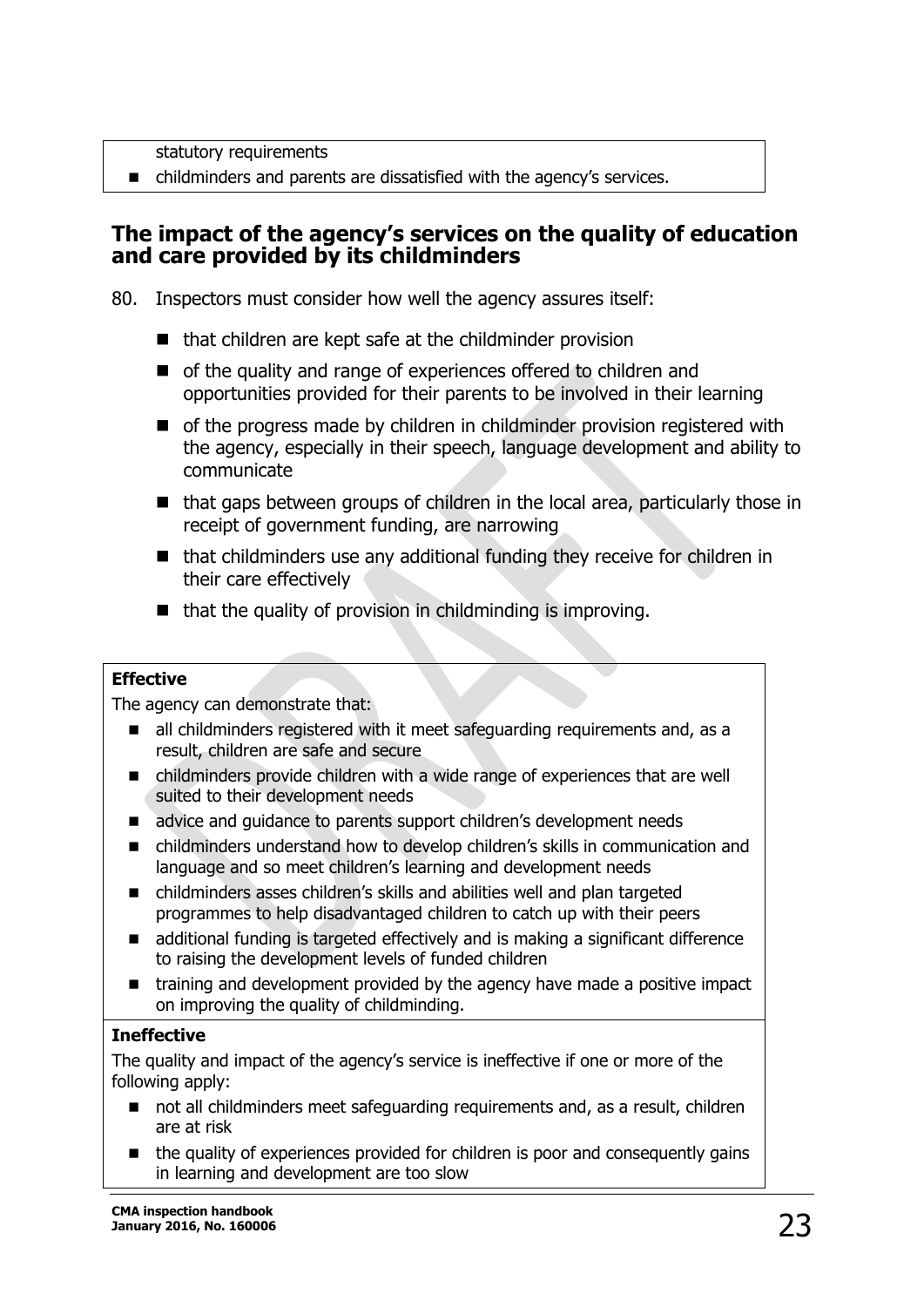statutory requirements

- childminders and parents are dissatisfied with the agency's services.

## The impact of the agency's services on the quality of education and care provided by its childminders

80. Inspectors must consider how well the agency assures itself:

    - that children are kept safe at the childminder provision
    - of the quality and range of experiences offered to children and opportunities provided for their parents to be involved in their learning
    - of the progress made by children in childminder provision registered with the agency, especially in their speech, language development and ability to communicate
    - that gaps between groups of children in the local area, particularly those in receipt of government funding, are narrowing
    - that childminders use any additional funding they receive for children in their care effectively
    - that the quality of provision in childminding is improving.

**Effective**

The agency can demonstrate that:

- all childminders registered with it meet safeguarding requirements and, as a result, children are safe and secure
- childminders provide children with a wide range of experiences that are well suited to their development needs
- advice and guidance to parents support children's development needs
- childminders understand how to develop children's skills in communication and language and so meet children's learning and development needs
- childminders asses children's skills and abilities well and plan targeted programmes to help disadvantaged children to catch up with their peers
- additional funding is targeted effectively and is making a significant difference to raising the development levels of funded children
- training and development provided by the agency have made a positive impact on improving the quality of childminding.

**Ineffective**

The quality and impact of the agency's service is ineffective if one or more of the following apply:

- not all childminders meet safeguarding requirements and, as a result, children are at risk
- the quality of experiences provided for children is poor and consequently gains in learning and development are too slow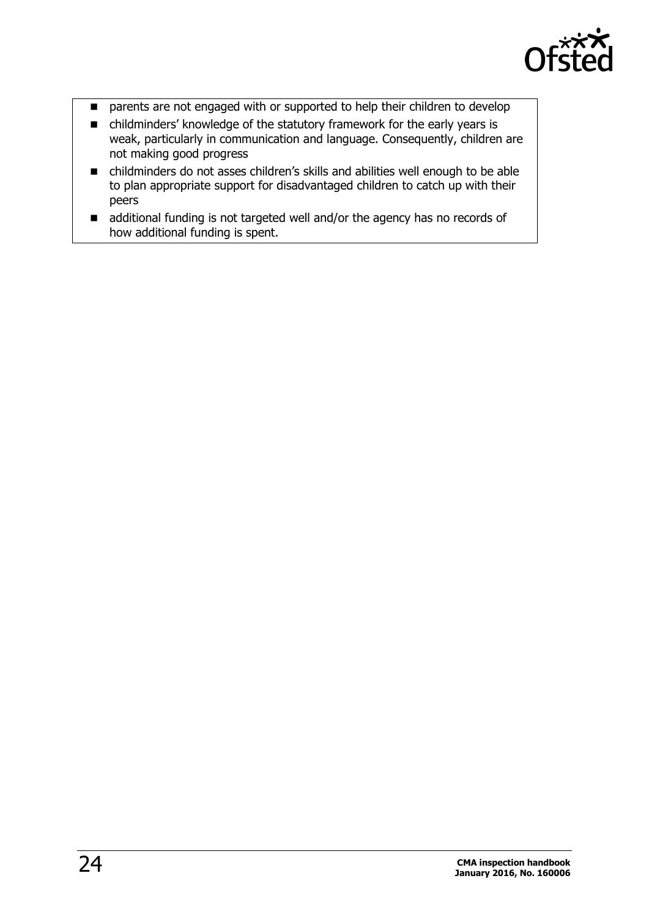- parents are not engaged with or supported to help their children to develop
- childminders' knowledge of the statutory framework for the early years is weak, particularly in communication and language. Consequently, children are not making good progress
- childminders do not asses children's skills and abilities well enough to be able to plan appropriate support for disadvantaged children to catch up with their peers
- additional funding is not targeted well and/or the agency has no records of how additional funding is spent.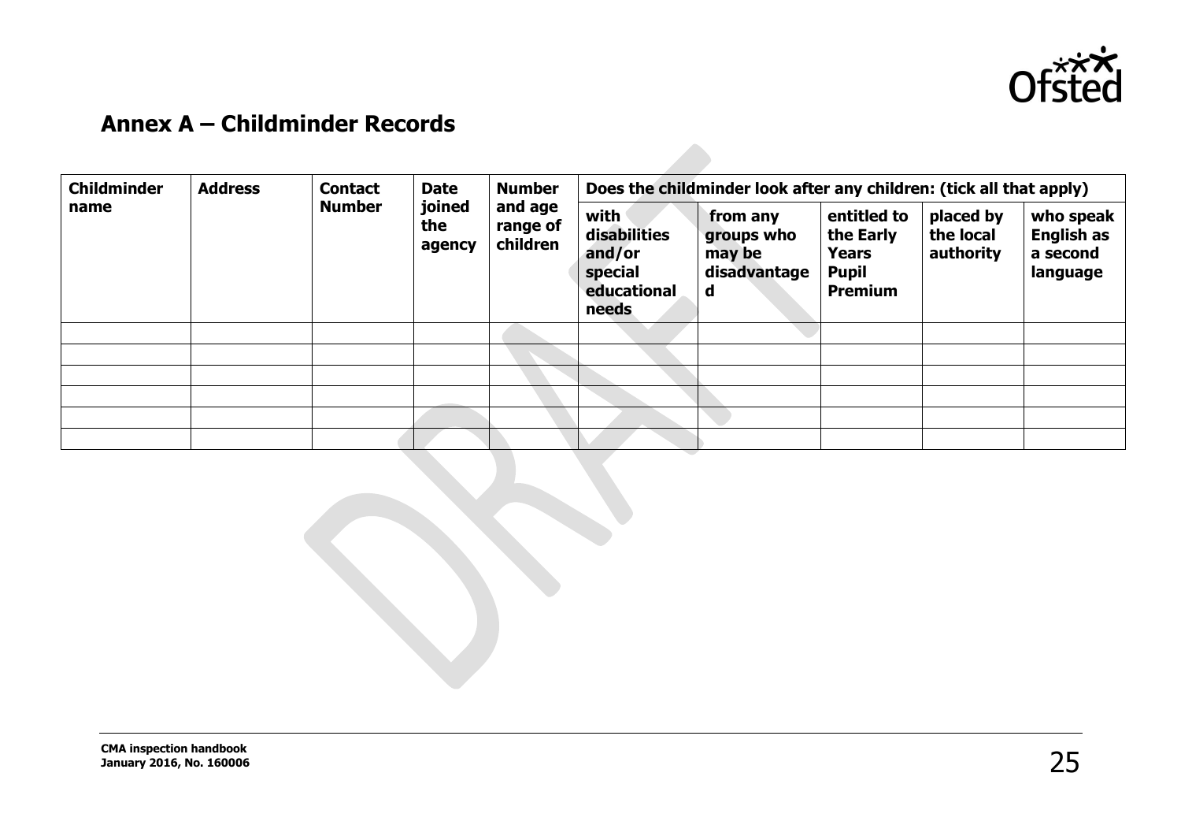## Annex A – Childminder Records

| Childminder name | Address | Contact Number | Date joined the agency | Number and age range of children | Does the childminder look after any children: (tick all that apply) | | | | |
|---|---|---|---|---|---|---|---|---|---|
| | | | | | with disabilities and/or special educational needs | from any groups who may be disadvantaged | entitled to the Early Years Pupil Premium | placed by the local authority | who speak English as a second language |
| | | | | | | | | | |
| | | | | | | | | | |
| | | | | | | | | | |
| | | | | | | | | | |
| | | | | | | | | | |
| | | | | | | | | | |